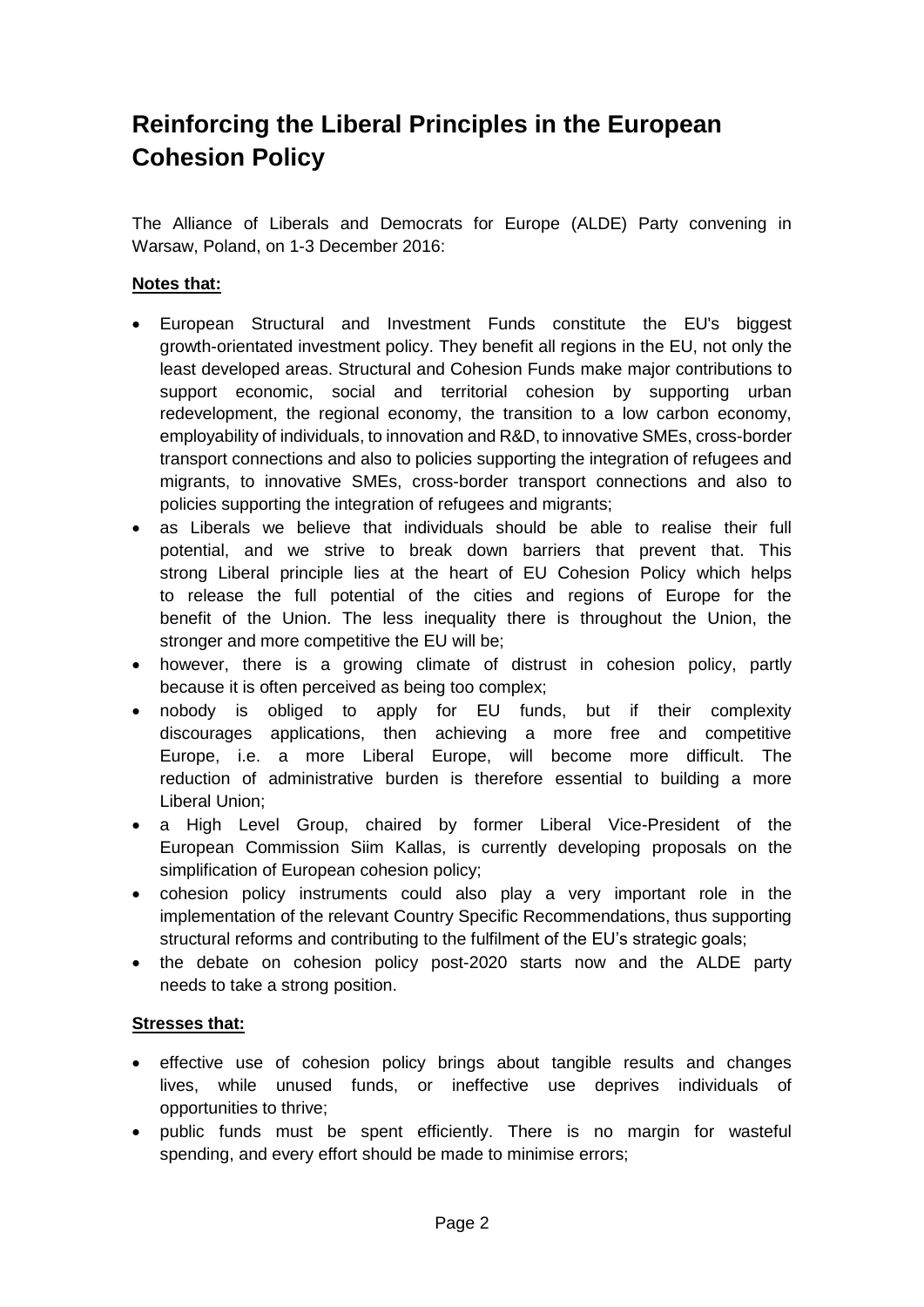# Reinforcing the Liberal Principles in the European Cohesion Policy

The Alliance of Liberals and Democrats for Europe (ALDE) Party convening in Warsaw, Poland, on 1-3 December 2016:

**Notes that:**

- European Structural and Investment Funds constitute the EU's biggest growth-orientated investment policy. They benefit all regions in the EU, not only the least developed areas. Structural and Cohesion Funds make major contributions to support economic, social and territorial cohesion by supporting urban redevelopment, the regional economy, the transition to a low carbon economy, employability of individuals, to innovation and R&D, to innovative SMEs, cross-border transport connections and also to policies supporting the integration of refugees and migrants, to innovative SMEs, cross-border transport connections and also to policies supporting the integration of refugees and migrants;
- as Liberals we believe that individuals should be able to realise their full potential, and we strive to break down barriers that prevent that. This strong Liberal principle lies at the heart of EU Cohesion Policy which helps to release the full potential of the cities and regions of Europe for the benefit of the Union. The less inequality there is throughout the Union, the stronger and more competitive the EU will be;
- however, there is a growing climate of distrust in cohesion policy, partly because it is often perceived as being too complex;
- nobody is obliged to apply for EU funds, but if their complexity discourages applications, then achieving a more free and competitive Europe, i.e. a more Liberal Europe, will become more difficult. The reduction of administrative burden is therefore essential to building a more Liberal Union;
- a High Level Group, chaired by former Liberal Vice-President of the European Commission Siim Kallas, is currently developing proposals on the simplification of European cohesion policy;
- cohesion policy instruments could also play a very important role in the implementation of the relevant Country Specific Recommendations, thus supporting structural reforms and contributing to the fulfilment of the EU's strategic goals;
- the debate on cohesion policy post-2020 starts now and the ALDE party needs to take a strong position.

**Stresses that:**

- effective use of cohesion policy brings about tangible results and changes lives, while unused funds, or ineffective use deprives individuals of opportunities to thrive;
- public funds must be spent efficiently. There is no margin for wasteful spending, and every effort should be made to minimise errors;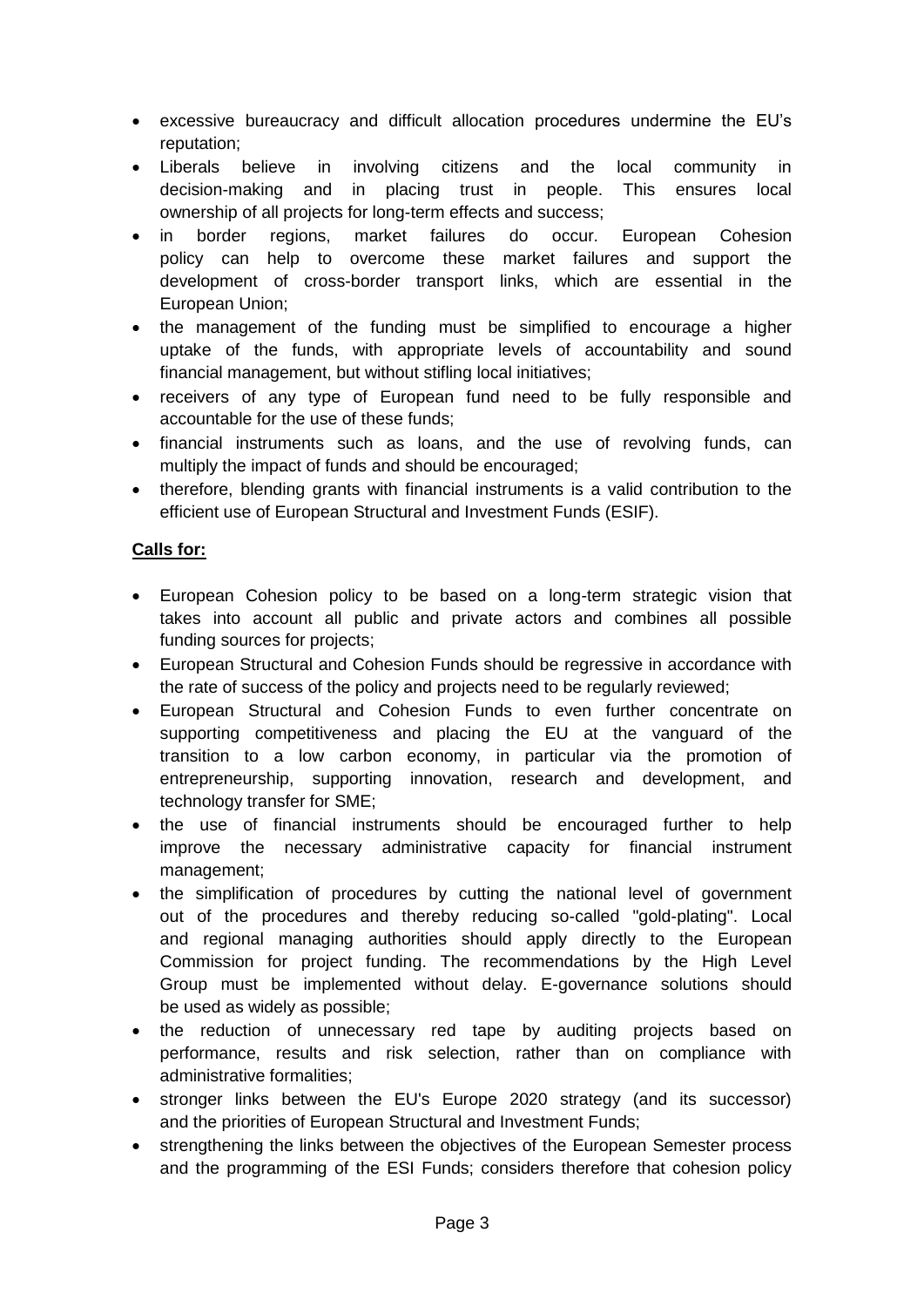- excessive bureaucracy and difficult allocation procedures undermine the EU's reputation;
- Liberals believe in involving citizens and the local community in decision-making and in placing trust in people. This ensures local ownership of all projects for long-term effects and success;
- in border regions, market failures do occur. European Cohesion policy can help to overcome these market failures and support the development of cross-border transport links, which are essential in the European Union;
- the management of the funding must be simplified to encourage a higher uptake of the funds, with appropriate levels of accountability and sound financial management, but without stifling local initiatives;
- receivers of any type of European fund need to be fully responsible and accountable for the use of these funds;
- financial instruments such as loans, and the use of revolving funds, can multiply the impact of funds and should be encouraged;
- therefore, blending grants with financial instruments is a valid contribution to the efficient use of European Structural and Investment Funds (ESIF).

**Calls for:**

- European Cohesion policy to be based on a long-term strategic vision that takes into account all public and private actors and combines all possible funding sources for projects;
- European Structural and Cohesion Funds should be regressive in accordance with the rate of success of the policy and projects need to be regularly reviewed;
- European Structural and Cohesion Funds to even further concentrate on supporting competitiveness and placing the EU at the vanguard of the transition to a low carbon economy, in particular via the promotion of entrepreneurship, supporting innovation, research and development, and technology transfer for SME;
- the use of financial instruments should be encouraged further to help improve the necessary administrative capacity for financial instrument management;
- the simplification of procedures by cutting the national level of government out of the procedures and thereby reducing so-called "gold-plating". Local and regional managing authorities should apply directly to the European Commission for project funding. The recommendations by the High Level Group must be implemented without delay. E-governance solutions should be used as widely as possible;
- the reduction of unnecessary red tape by auditing projects based on performance, results and risk selection, rather than on compliance with administrative formalities;
- stronger links between the EU's Europe 2020 strategy (and its successor) and the priorities of European Structural and Investment Funds;
- strengthening the links between the objectives of the European Semester process and the programming of the ESI Funds; considers therefore that cohesion policy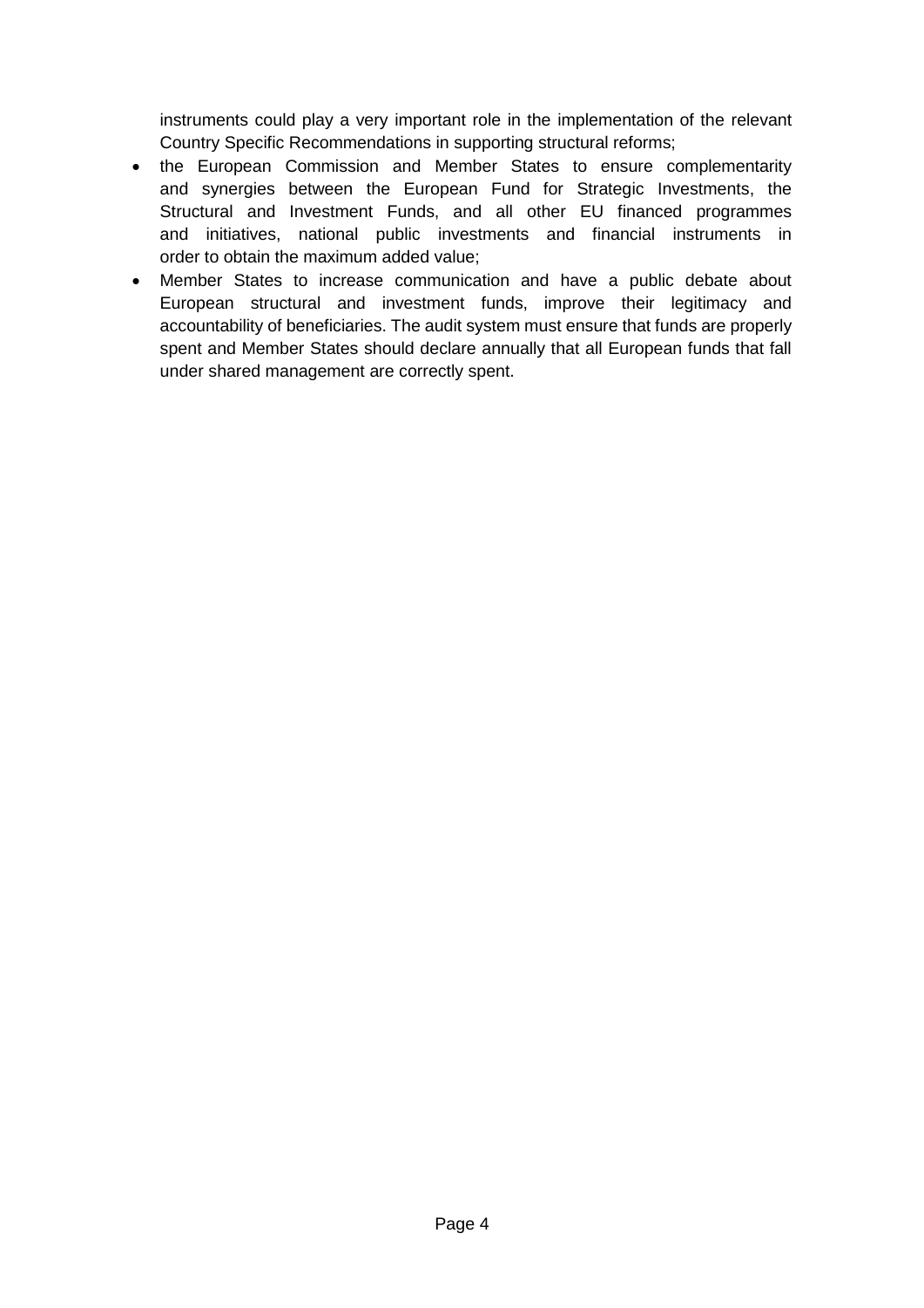instruments could play a very important role in the implementation of the relevant Country Specific Recommendations in supporting structural reforms;

- the European Commission and Member States to ensure complementarity and synergies between the European Fund for Strategic Investments, the Structural and Investment Funds, and all other EU financed programmes and initiatives, national public investments and financial instruments in order to obtain the maximum added value;
- Member States to increase communication and have a public debate about European structural and investment funds, improve their legitimacy and accountability of beneficiaries. The audit system must ensure that funds are properly spent and Member States should declare annually that all European funds that fall under shared management are correctly spent.